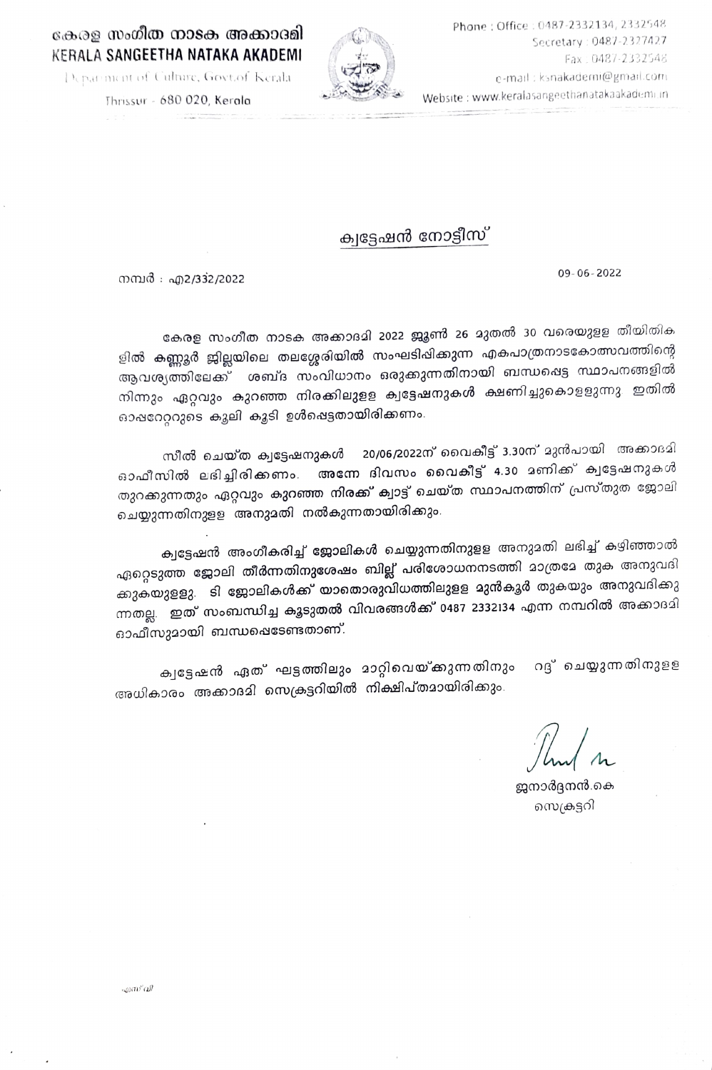കേരള സംഗീത നാടക അക്കാദമി
KERALA SANGEETHA NATAKA AKADEMI
Department of Culture, Govt.of Kerala
Thrissur - 680 020, Kerala

Phone : Office : 0487-2332134, 2332548
Secretary : 0487-2327427
Fax : 0487-2332548
e-mail : ksnakademi@gmail.com
Website : www.keralasangeethanatakaakademi.in

## ക്വട്ടേഷൻ നോട്ടീസ്

നമ്പർ : എ2/332/2022

09-06-2022

കേരള സംഗീത നാടക അക്കാദമി 2022 ജൂൺ 26 മുതൽ 30 വരെയുള്ള തീയിതികളിൽ കണ്ണൂർ ജില്ലയിലെ തലശ്ശേരിയിൽ സംഘടിപ്പിക്കുന്ന എകപാത്രനാടകോത്സവത്തിന്റെ ആവശ്യത്തിലേക്ക് ശബ്ദ സംവിധാനം ഒരുക്കുന്നതിനായി ബന്ധപ്പെട്ട സ്ഥാപനങ്ങളിൽ നിന്നും ഏറ്റവും കുറഞ്ഞ നിരക്കിലുള്ള ക്വട്ടേഷനുകൾ ക്ഷണിച്ചുകൊള്ളുന്നു ഇതിൽ ഓപ്പറേറ്ററുടെ കൂലി കൂടി ഉൾപ്പെട്ടതായിരിക്കണം.

സീൽ ചെയ്ത ക്വട്ടേഷനുകൾ 20/06/2022ന് വൈകീട്ട് 3.30ന് മുൻപായി അക്കാദമി ഓഫീസിൽ ലഭിച്ചിരിക്കണം. അന്നേ ദിവസം വൈകീട്ട് 4.30 മണിക്ക് ക്വട്ടേഷനുകൾ തുറക്കുന്നതും ഏറ്റവും കുറഞ്ഞ നിരക്ക് ക്വാട്ട് ചെയ്ത സ്ഥാപനത്തിന് പ്രസ്തുത ജോലി ചെയ്യുന്നതിനുള്ള അനുമതി നൽകുന്നതായിരിക്കും.

ക്വട്ടേഷൻ അംഗീകരിച്ച് ജോലികൾ ചെയ്യുന്നതിനുള്ള അനുമതി ലഭിച്ച് കഴിഞ്ഞാൽ ഏറ്റെടുത്ത ജോലി തീർന്നതിനുശേഷം ബില്ല് പരിശോധനനടത്തി മാത്രമേ തുക അനുവദിക്കുകയുള്ളു. ടി ജോലികൾക്ക് യാതൊരുവിധത്തിലുള്ള മുൻകൂർ തുകയും അനുവദിക്കുന്നതല്ല. ഇത് സംബന്ധിച്ച കൂടുതൽ വിവരങ്ങൾക്ക് 0487 2332134 എന്ന നമ്പറിൽ അക്കാദമി ഓഫീസുമായി ബന്ധപ്പെടേണ്ടതാണ്.

ക്വട്ടേഷൻ ഏത് ഘട്ടത്തിലും മാറ്റിവെയ്ക്കുന്നതിനും റദ്ദ് ചെയ്യുന്നതിനുള്ള അധികാരം അക്കാദമി സെക്രട്ടറിയിൽ നിക്ഷിപ്തമായിരിക്കും.

ജനാർദ്ദനൻ.കെ
സെക്രട്ടറി

എസ്'വി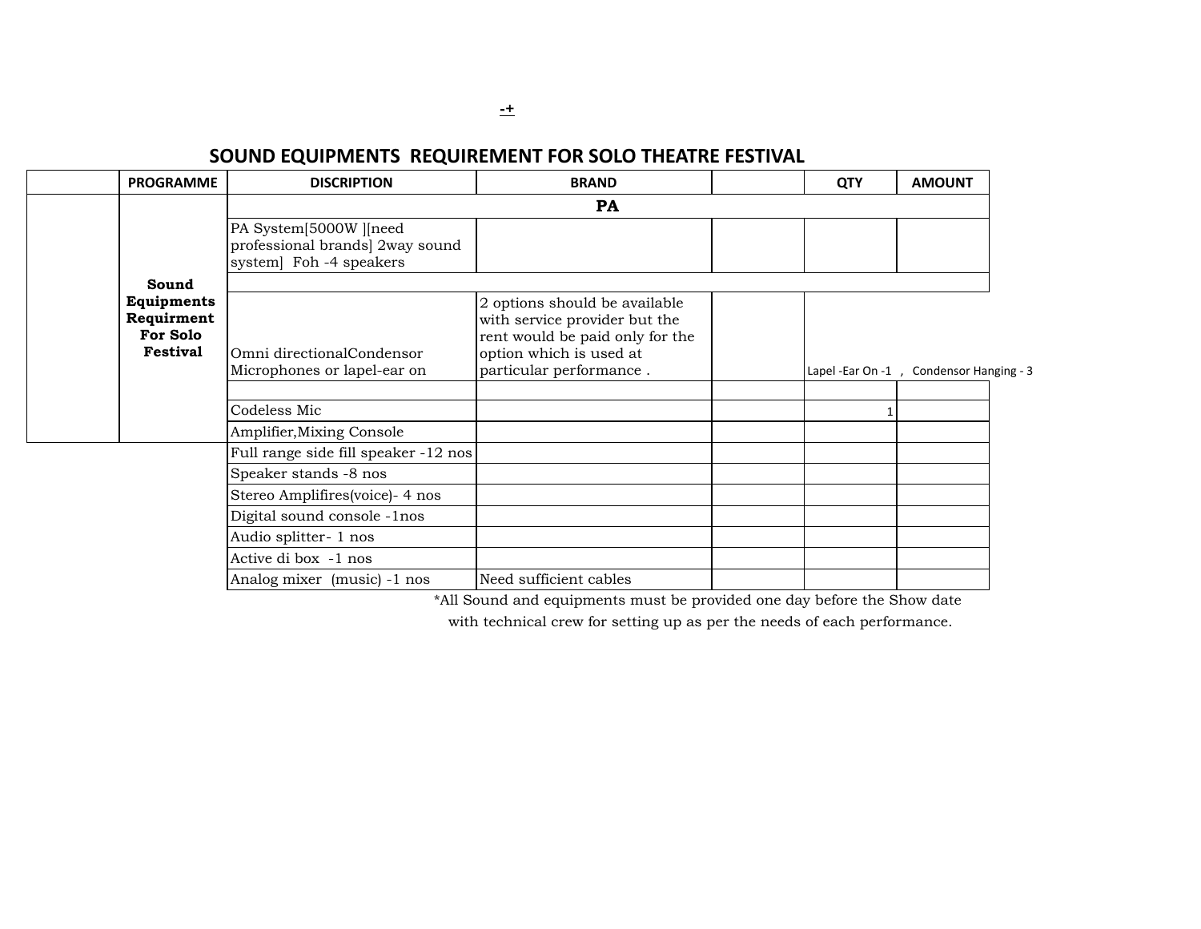-+

## SOUND EQUIPMENTS REQUIREMENT FOR SOLO THEATRE FESTIVAL

| | PROGRAMME | DISCRIPTION | BRAND | | QTY | AMOUNT |
|---|---|---|---|---|---|---|
| | **Sound Equipments Requirment For Solo Festival** | **PA** | | | | |
| | | PA System[5000W ][need professional brands] 2way sound system] Foh -4 speakers | | | | |
| | | | | | | |
| | | Omni directionalCondensor Microphones or lapel-ear on | 2 options should be available with service provider but the rent would be paid only for the option which is used at particular performance . | | Lapel -Ear On -1 , Condensor Hanging - 3 | |
| | | | | | | |
| | | Codeless Mic | | | 1 | |
| | | Amplifier,Mixing Console | | | | |
| | | Full range side fill speaker -12 nos | | | | |
| | | Speaker stands -8 nos | | | | |
| | | Stereo Amplifires(voice)- 4 nos | | | | |
| | | Digital sound console -1nos | | | | |
| | | Audio splitter- 1 nos | | | | |
| | | Active di box -1 nos | | | | |
| | | Analog mixer (music) -1 nos | Need sufficient cables | | | |

*All Sound and equipments must be provided one day before the Show date with technical crew for setting up as per the needs of each performance.